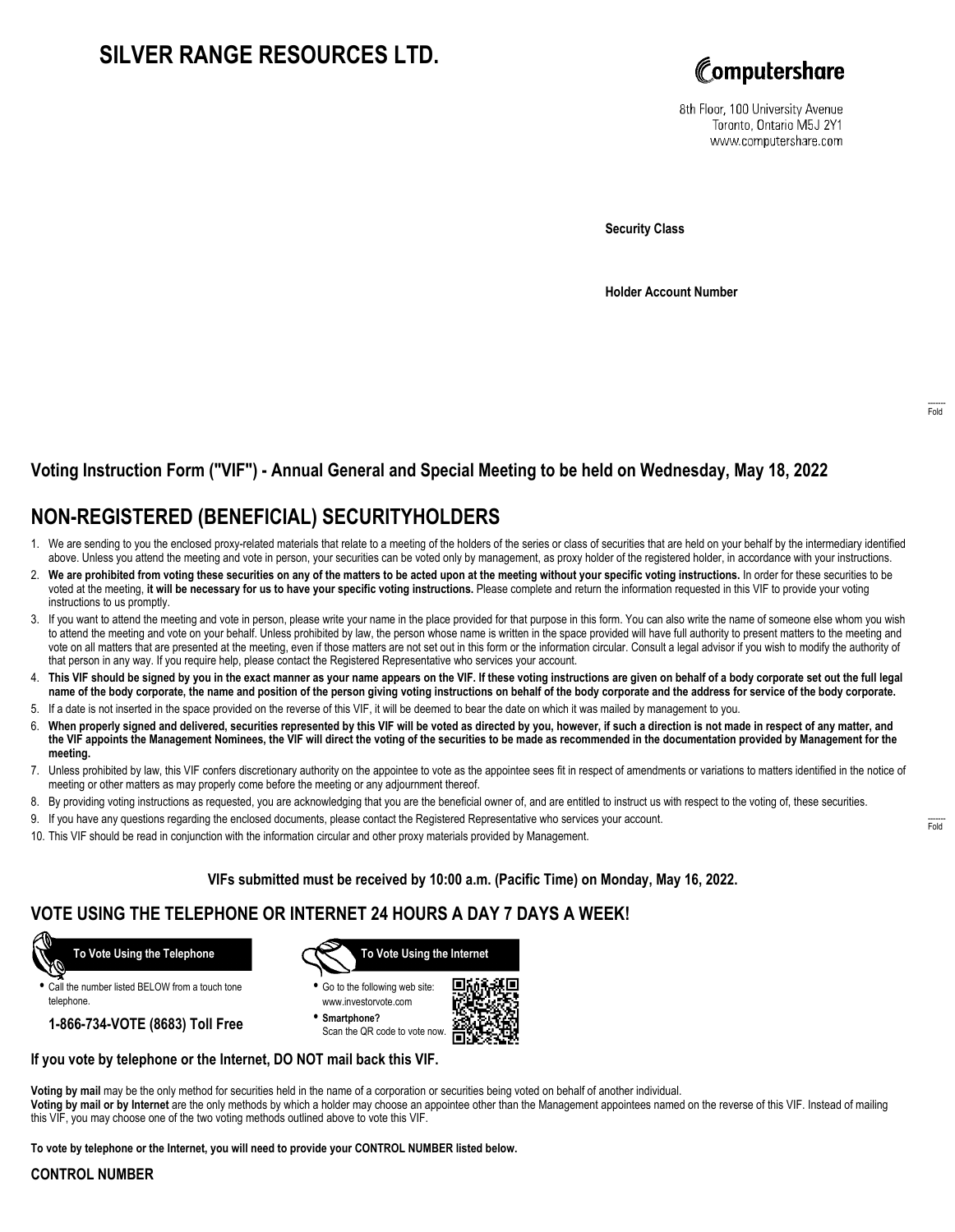# SILVER RANGE RESOURCES LTD.

Computershare

8th Floor, 100 University Avenue
Toronto, Ontario M5J 2Y1
www.computershare.com

**Security Class**

**Holder Account Number**

## Voting Instruction Form ("VIF") - Annual General and Special Meeting to be held on Wednesday, May 18, 2022

## NON-REGISTERED (BENEFICIAL) SECURITYHOLDERS

1. We are sending to you the enclosed proxy-related materials that relate to a meeting of the holders of the series or class of securities that are held on your behalf by the intermediary identified above. Unless you attend the meeting and vote in person, your securities can be voted only by management, as proxy holder of the registered holder, in accordance with your instructions.
2. **We are prohibited from voting these securities on any of the matters to be acted upon at the meeting without your specific voting instructions.** In order for these securities to be voted at the meeting, **it will be necessary for us to have your specific voting instructions.** Please complete and return the information requested in this VIF to provide your voting instructions to us promptly.
3. If you want to attend the meeting and vote in person, please write your name in the place provided for that purpose in this form. You can also write the name of someone else whom you wish to attend the meeting and vote on your behalf. Unless prohibited by law, the person whose name is written in the space provided will have full authority to present matters to the meeting and vote on all matters that are presented at the meeting, even if those matters are not set out in this form or the information circular. Consult a legal advisor if you wish to modify the authority of that person in any way. If you require help, please contact the Registered Representative who services your account.
4. **This VIF should be signed by you in the exact manner as your name appears on the VIF. If these voting instructions are given on behalf of a body corporate set out the full legal name of the body corporate, the name and position of the person giving voting instructions on behalf of the body corporate and the address for service of the body corporate.**
5. If a date is not inserted in the space provided on the reverse of this VIF, it will be deemed to bear the date on which it was mailed by management to you.
6. **When properly signed and delivered, securities represented by this VIF will be voted as directed by you, however, if such a direction is not made in respect of any matter, and the VIF appoints the Management Nominees, the VIF will direct the voting of the securities to be made as recommended in the documentation provided by Management for the meeting.**
7. Unless prohibited by law, this VIF confers discretionary authority on the appointee to vote as the appointee sees fit in respect of amendments or variations to matters identified in the notice of meeting or other matters as may properly come before the meeting or any adjournment thereof.
8. By providing voting instructions as requested, you are acknowledging that you are the beneficial owner of, and are entitled to instruct us with respect to the voting of, these securities.
9. If you have any questions regarding the enclosed documents, please contact the Registered Representative who services your account.
10. This VIF should be read in conjunction with the information circular and other proxy materials provided by Management.

**VIFs submitted must be received by 10:00 a.m. (Pacific Time) on Monday, May 16, 2022.**

## VOTE USING THE TELEPHONE OR INTERNET 24 HOURS A DAY 7 DAYS A WEEK!

**To Vote Using the Telephone**

- Call the number listed BELOW from a touch tone telephone.

**1-866-734-VOTE (8683) Toll Free**

**To Vote Using the Internet**

- Go to the following web site: www.investorvote.com
- **Smartphone?** Scan the QR code to vote now.

**If you vote by telephone or the Internet, DO NOT mail back this VIF.**

**Voting by mail** may be the only method for securities held in the name of a corporation or securities being voted on behalf of another individual.
**Voting by mail or by Internet** are the only methods by which a holder may choose an appointee other than the Management appointees named on the reverse of this VIF. Instead of mailing this VIF, you may choose one of the two voting methods outlined above to vote this VIF.

**To vote by telephone or the Internet, you will need to provide your CONTROL NUMBER listed below.**

**CONTROL NUMBER**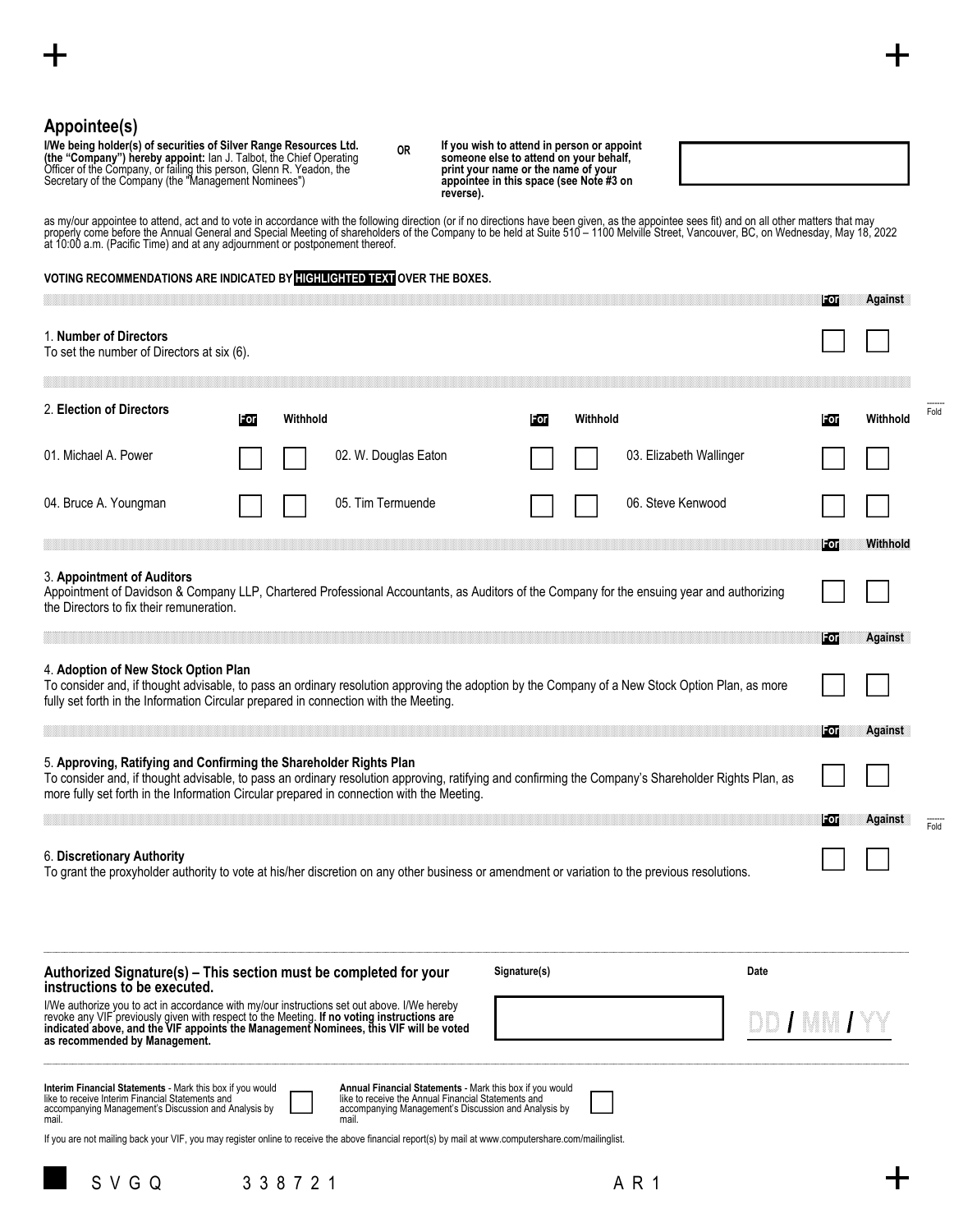## Appointee(s)

**I/We being holder(s) of securities of Silver Range Resources Ltd. (the "Company") hereby appoint:** Ian J. Talbot, the Chief Operating Officer of the Company, or failing this person, Glenn R. Yeadon, the Secretary of the Company (the "Management Nominees")

**OR**

**If you wish to attend in person or appoint someone else to attend on your behalf, print your name or the name of your appointee in this space (see Note #3 on reverse).**

as my/our appointee to attend, act and to vote in accordance with the following direction (or if no directions have been given, as the appointee sees fit) and on all other matters that may properly come before the Annual General and Special Meeting of shareholders of the Company to be held at Suite 510 – 1100 Melville Street, Vancouver, BC, on Wednesday, May 18, 2022 at 10:00 a.m. (Pacific Time) and at any adjournment or postponement thereof.

**VOTING RECOMMENDATIONS ARE INDICATED BY HIGHLIGHTED TEXT OVER THE BOXES.**

| | For | Against |
|---|---|---|
| 1. **Number of Directors**<br>To set the number of Directors at six (6). | ☐ | ☐ |

| 2. **Election of Directors** | For | Withhold | | For | Withhold | | For | Withhold |
|---|---|---|---|---|---|---|---|---|
| 01. Michael A. Power | ☐ | ☐ | 02. W. Douglas Eaton | ☐ | ☐ | 03. Elizabeth Wallinger | ☐ | ☐ |
| 04. Bruce A. Youngman | ☐ | ☐ | 05. Tim Termuende | ☐ | ☐ | 06. Steve Kenwood | ☐ | ☐ |

| | For | Withhold |
|---|---|---|
| 3. **Appointment of Auditors**<br>Appointment of Davidson & Company LLP, Chartered Professional Accountants, as Auditors of the Company for the ensuing year and authorizing the Directors to fix their remuneration. | ☐ | ☐ |

| | For | Against |
|---|---|---|
| 4. **Adoption of New Stock Option Plan**<br>To consider and, if thought advisable, to pass an ordinary resolution approving the adoption by the Company of a New Stock Option Plan, as more fully set forth in the Information Circular prepared in connection with the Meeting. | ☐ | ☐ |

| | For | Against |
|---|---|---|
| 5. **Approving, Ratifying and Confirming the Shareholder Rights Plan**<br>To consider and, if thought advisable, to pass an ordinary resolution approving, ratifying and confirming the Company's Shareholder Rights Plan, as more fully set forth in the Information Circular prepared in connection with the Meeting. | ☐ | ☐ |

| | For | Against |
|---|---|---|
| 6. **Discretionary Authority**<br>To grant the proxyholder authority to vote at his/her discretion on any other business or amendment or variation to the previous resolutions. | ☐ | ☐ |

### Authorized Signature(s) – This section must be completed for your instructions to be executed.

I/We authorize you to act in accordance with my/our instructions set out above. I/We hereby revoke any VIF previously given with respect to the Meeting. **If no voting instructions are indicated above, and the VIF appoints the Management Nominees, this VIF will be voted as recommended by Management.**

Signature(s)

Date

DD / MM / YY

**Interim Financial Statements** - Mark this box if you would like to receive Interim Financial Statements and accompanying Management's Discussion and Analysis by mail. ☐

**Annual Financial Statements** - Mark this box if you would like to receive the Annual Financial Statements and accompanying Management's Discussion and Analysis by mail. ☐

If you are not mailing back your VIF, you may register online to receive the above financial report(s) by mail at www.computershare.com/mailinglist.

S V G Q    3 3 8 7 2 1    A R 1